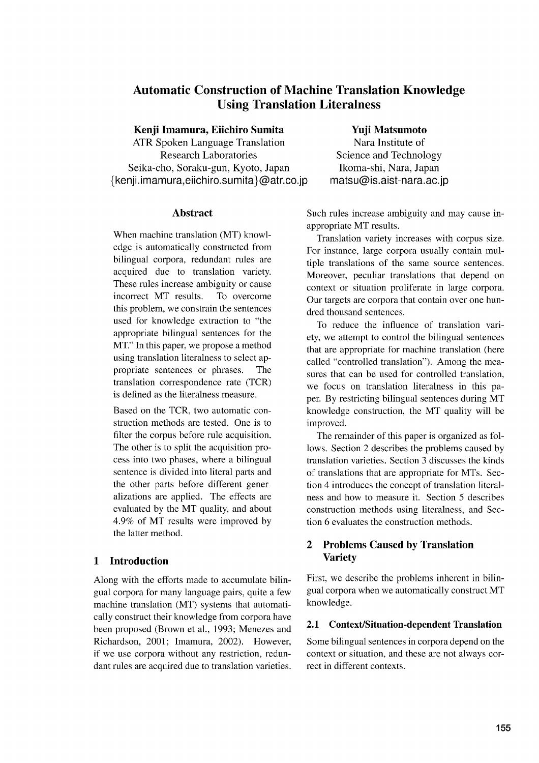# Automatic Construction of Machine Translation Knowledge Using Translation Literalness

**Kenji Imamura, Eiichiro Sumita**
ATR Spoken Language Translation Research Laboratories
Seika-cho, Soraku-gun, Kyoto, Japan
{kenji.imamura,eiichiro.sumita}@atr.co.jp

**Yuji Matsumoto**
Nara Institute of Science and Technology
Ikoma-shi, Nara, Japan
matsu@is.aist-nara.ac.jp

## Abstract

When machine translation (MT) knowledge is automatically constructed from bilingual corpora, redundant rules are acquired due to translation variety. These rules increase ambiguity or cause incorrect MT results. To overcome this problem, we constrain the sentences used for knowledge extraction to "the appropriate bilingual sentences for the MT." In this paper, we propose a method using translation literalness to select appropriate sentences or phrases. The translation correspondence rate (TCR) is defined as the literalness measure.

Based on the TCR, two automatic construction methods are tested. One is to filter the corpus before rule acquisition. The other is to split the acquisition process into two phases, where a bilingual sentence is divided into literal parts and the other parts before different generalizations are applied. The effects are evaluated by the MT quality, and about 4.9% of MT results were improved by the latter method.

## 1 Introduction

Along with the efforts made to accumulate bilingual corpora for many language pairs, quite a few machine translation (MT) systems that automatically construct their knowledge from corpora have been proposed (Brown et al., 1993; Menezes and Richardson, 2001; Imamura, 2002). However, if we use corpora without any restriction, redundant rules are acquired due to translation varieties. Such rules increase ambiguity and may cause inappropriate MT results.

Translation variety increases with corpus size. For instance, large corpora usually contain multiple translations of the same source sentences. Moreover, peculiar translations that depend on context or situation proliferate in large corpora. Our targets are corpora that contain over one hundred thousand sentences.

To reduce the influence of translation variety, we attempt to control the bilingual sentences that are appropriate for machine translation (here called "controlled translation"). Among the measures that can be used for controlled translation, we focus on translation literalness in this paper. By restricting bilingual sentences during MT knowledge construction, the MT quality will be improved.

The remainder of this paper is organized as follows. Section 2 describes the problems caused by translation varieties. Section 3 discusses the kinds of translations that are appropriate for MTs. Section 4 introduces the concept of translation literalness and how to measure it. Section 5 describes construction methods using literalness, and Section 6 evaluates the construction methods.

## 2 Problems Caused by Translation Variety

First, we describe the problems inherent in bilingual corpora when we automatically construct MT knowledge.

### 2.1 Context/Situation-dependent Translation

Some bilingual sentences in corpora depend on the context or situation, and these are not always correct in different contexts.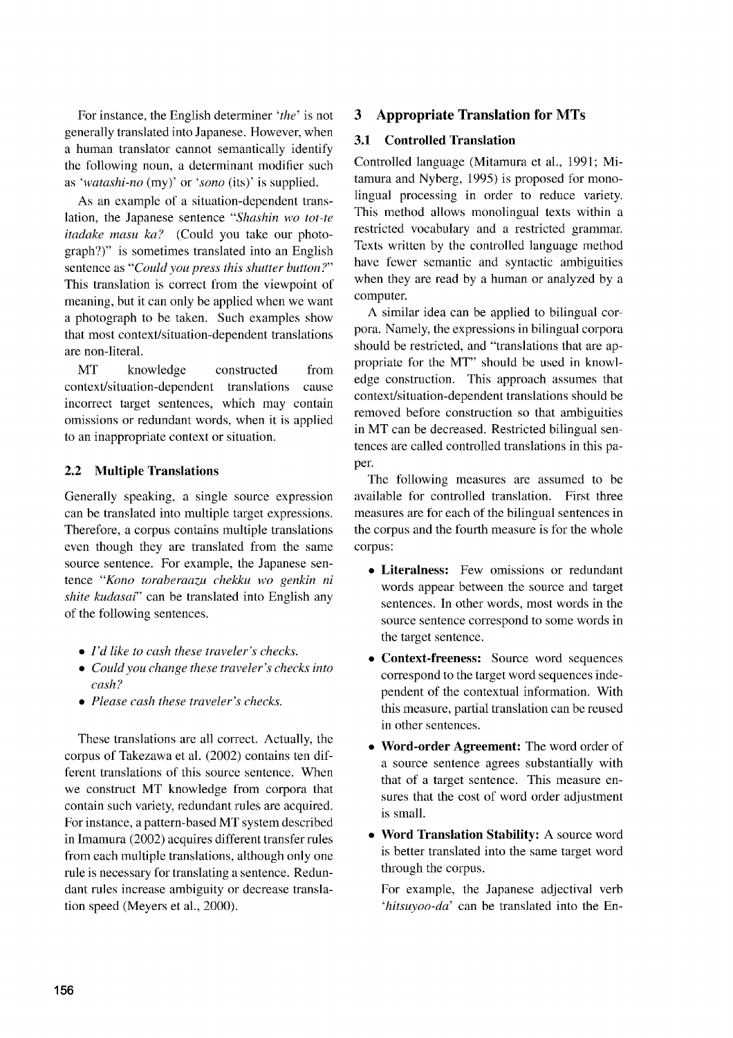For instance, the English determiner '*the*' is not generally translated into Japanese. However, when a human translator cannot semantically identify the following noun, a determinant modifier such as '*watashi-no* (my)' or '*sono* (its)' is supplied.

As an example of a situation-dependent translation, the Japanese sentence "*Shashin wo tot-te itadake masu ka?* (Could you take our photograph?)" is sometimes translated into an English sentence as "*Could you press this shutter button?*" This translation is correct from the viewpoint of meaning, but it can only be applied when we want a photograph to be taken. Such examples show that most context/situation-dependent translations are non-literal.

MT knowledge constructed from context/situation-dependent translations cause incorrect target sentences, which may contain omissions or redundant words, when it is applied to an inappropriate context or situation.

### 2.2 Multiple Translations

Generally speaking, a single source expression can be translated into multiple target expressions. Therefore, a corpus contains multiple translations even though they are translated from the same source sentence. For example, the Japanese sentence "*Kono toraberaazu chekku wo genkin ni shite kudasai*" can be translated into English any of the following sentences.

- *I'd like to cash these traveler's checks.*
- *Could you change these traveler's checks into cash?*
- *Please cash these traveler's checks.*

These translations are all correct. Actually, the corpus of Takezawa et al. (2002) contains ten different translations of this source sentence. When we construct MT knowledge from corpora that contain such variety, redundant rules are acquired. For instance, a pattern-based MT system described in Imamura (2002) acquires different transfer rules from each multiple translations, although only one rule is necessary for translating a sentence. Redundant rules increase ambiguity or decrease translation speed (Meyers et al., 2000).

## 3 Appropriate Translation for MTs

### 3.1 Controlled Translation

Controlled language (Mitamura et al., 1991; Mitamura and Nyberg, 1995) is proposed for monolingual processing in order to reduce variety. This method allows monolingual texts within a restricted vocabulary and a restricted grammar. Texts written by the controlled language method have fewer semantic and syntactic ambiguities when they are read by a human or analyzed by a computer.

A similar idea can be applied to bilingual corpora. Namely, the expressions in bilingual corpora should be restricted, and "translations that are appropriate for the MT" should be used in knowledge construction. This approach assumes that context/situation-dependent translations should be removed before construction so that ambiguities in MT can be decreased. Restricted bilingual sentences are called controlled translations in this paper.

The following measures are assumed to be available for controlled translation. First three measures are for each of the bilingual sentences in the corpus and the fourth measure is for the whole corpus:

- **Literalness:** Few omissions or redundant words appear between the source and target sentences. In other words, most words in the source sentence correspond to some words in the target sentence.
- **Context-freeness:** Source word sequences correspond to the target word sequences independent of the contextual information. With this measure, partial translation can be reused in other sentences.
- **Word-order Agreement:** The word order of a source sentence agrees substantially with that of a target sentence. This measure ensures that the cost of word order adjustment is small.
- **Word Translation Stability:** A source word is better translated into the same target word through the corpus.

  For example, the Japanese adjectival verb '*hitsuyoo-da*' can be translated into the En-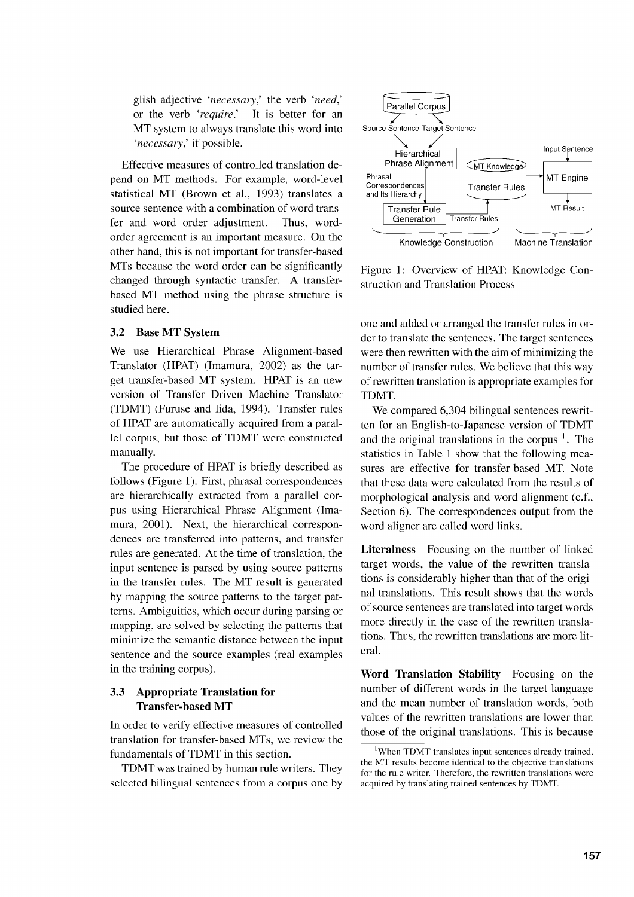glish adjective *'necessary,'* the verb *'need,'* or the verb *'require.'* It is better for an MT system to always translate this word into *'necessary,'* if possible.

Effective measures of controlled translation depend on MT methods. For example, word-level statistical MT (Brown et al., 1993) translates a source sentence with a combination of word transfer and word order adjustment. Thus, word-order agreement is an important measure. On the other hand, this is not important for transfer-based MTs because the word order can be significantly changed through syntactic transfer. A transfer-based MT method using the phrase structure is studied here.

### 3.2 Base MT System

We use Hierarchical Phrase Alignment-based Translator (HPAT) (Imamura, 2002) as the target transfer-based MT system. HPAT is an new version of Transfer Driven Machine Translator (TDMT) (Furuse and Iida, 1994). Transfer rules of HPAT are automatically acquired from a parallel corpus, but those of TDMT were constructed manually.

The procedure of HPAT is briefly described as follows (Figure 1). First, phrasal correspondences are hierarchically extracted from a parallel corpus using Hierarchical Phrase Alignment (Imamura, 2001). Next, the hierarchical correspondences are transferred into patterns, and transfer rules are generated. At the time of translation, the input sentence is parsed by using source patterns in the transfer rules. The MT result is generated by mapping the source patterns to the target patterns. Ambiguities, which occur during parsing or mapping, are solved by selecting the patterns that minimize the semantic distance between the input sentence and the source examples (real examples in the training corpus).

Figure 1: Overview of HPAT: Knowledge Construction and Translation Process

### 3.3 Appropriate Translation for Transfer-based MT

In order to verify effective measures of controlled translation for transfer-based MTs, we review the fundamentals of TDMT in this section.

TDMT was trained by human rule writers. They selected bilingual sentences from a corpus one by one and added or arranged the transfer rules in order to translate the sentences. The target sentences were then rewritten with the aim of minimizing the number of transfer rules. We believe that this way of rewritten translation is appropriate examples for TDMT.

We compared 6,304 bilingual sentences rewritten for an English-to-Japanese version of TDMT and the original translations in the corpus [1]. The statistics in Table 1 show that the following measures are effective for transfer-based MT. Note that these data were calculated from the results of morphological analysis and word alignment (c.f., Section 6). The correspondences output from the word aligner are called word links.

**Literalness** Focusing on the number of linked target words, the value of the rewritten translations is considerably higher than that of the original translations. This result shows that the words of source sentences are translated into target words more directly in the case of the rewritten translations. Thus, the rewritten translations are more literal.

**Word Translation Stability** Focusing on the number of different words in the target language and the mean number of translation words, both values of the rewritten translations are lower than those of the original translations. This is because

[1] When TDMT translates input sentences already trained, the MT results become identical to the objective translations for the rule writer. Therefore, the rewritten translations were acquired by translating trained sentences by TDMT.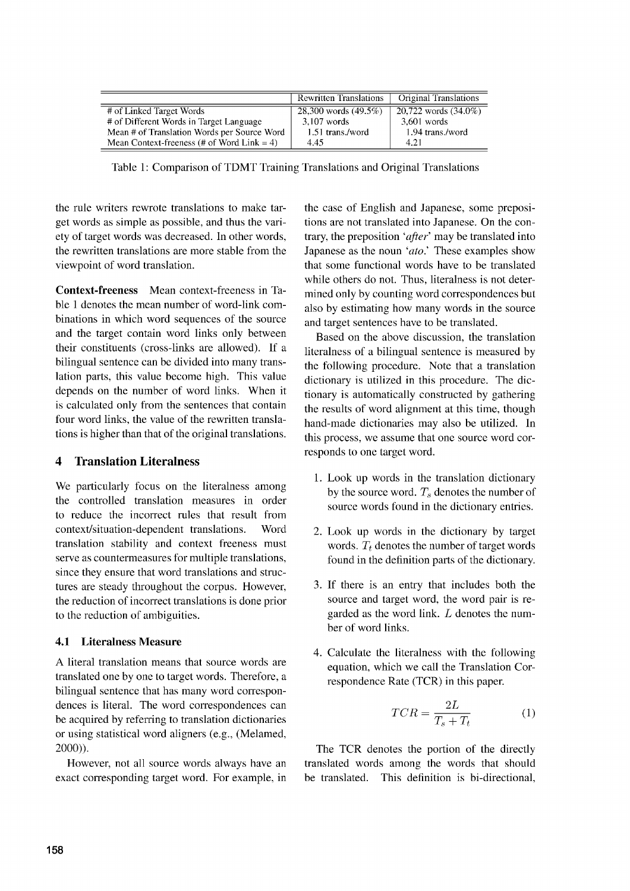| | Rewritten Translations | Original Translations |
|---|---|---|
| # of Linked Target Words | 28,300 words (49.5%) | 20,722 words (34.0%) |
| # of Different Words in Target Language | 3,107 words | 3,601 words |
| Mean # of Translation Words per Source Word | 1.51 trans./word | 1.94 trans./word |
| Mean Context-freeness (# of Word Link = 4) | 4.45 | 4.21 |

Table 1: Comparison of TDMT Training Translations and Original Translations

the rule writers rewrote translations to make target words as simple as possible, and thus the variety of target words was decreased. In other words, the rewritten translations are more stable from the viewpoint of word translation.

**Context-freeness** Mean context-freeness in Table 1 denotes the mean number of word-link combinations in which word sequences of the source and the target contain word links only between their constituents (cross-links are allowed). If a bilingual sentence can be divided into many translation parts, this value become high. This value depends on the number of word links. When it is calculated only from the sentences that contain four word links, the value of the rewritten translations is higher than that of the original translations.

## 4 Translation Literalness

We particularly focus on the literalness among the controlled translation measures in order to reduce the incorrect rules that result from context/situation-dependent translations. Word translation stability and context freeness must serve as countermeasures for multiple translations, since they ensure that word translations and structures are steady throughout the corpus. However, the reduction of incorrect translations is done prior to the reduction of ambiguities.

### 4.1 Literalness Measure

A literal translation means that source words are translated one by one to target words. Therefore, a bilingual sentence that has many word correspondences is literal. The word correspondences can be acquired by referring to translation dictionaries or using statistical word aligners (e.g., (Melamed, 2000)).

However, not all source words always have an exact corresponding target word. For example, in the case of English and Japanese, some prepositions are not translated into Japanese. On the contrary, the preposition '*after*' may be translated into Japanese as the noun '*ato*.' These examples show that some functional words have to be translated while others do not. Thus, literalness is not determined only by counting word correspondences but also by estimating how many words in the source and target sentences have to be translated.

Based on the above discussion, the translation literalness of a bilingual sentence is measured by the following procedure. Note that a translation dictionary is utilized in this procedure. The dictionary is automatically constructed by gathering the results of word alignment at this time, though hand-made dictionaries may also be utilized. In this process, we assume that one source word corresponds to one target word.

1. Look up words in the translation dictionary by the source word. $T_s$ denotes the number of source words found in the dictionary entries.
2. Look up words in the dictionary by target words. $T_t$ denotes the number of target words found in the definition parts of the dictionary.
3. If there is an entry that includes both the source and target word, the word pair is regarded as the word link. $L$ denotes the number of word links.
4. Calculate the literalness with the following equation, which we call the Translation Correspondence Rate (TCR) in this paper.

$$TCR = \frac{2L}{T_s + T_t} \quad (1)$$

The TCR denotes the portion of the directly translated words among the words that should be translated. This definition is bi-directional,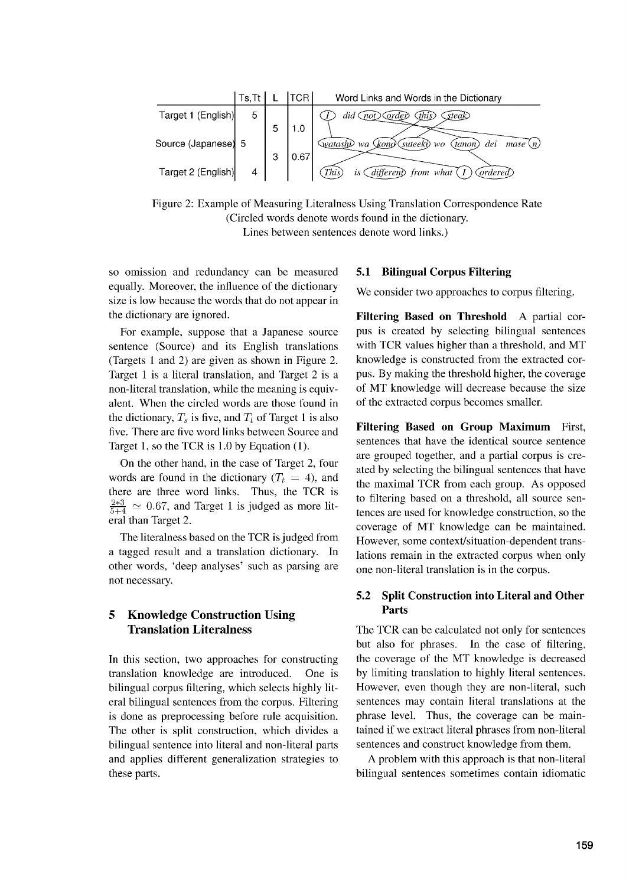| | Ts,Tt | L | TCR | Word Links and Words in the Dictionary |
|---|---|---|---|---|
| Target 1 (English) | 5 | | | (I) did (not) (order) (this) (steak) |
| | | 5 | 1.0 | |
| Source (Japanese) | 5 | | | (watashi) wa (kono) (suteeki) wo (tanon) dei mase (n) |
| | | 3 | 0.67 | |
| Target 2 (English) | 4 | | | (This) is (different) from what (I) (ordered) |

Figure 2: Example of Measuring Literalness Using Translation Correspondence Rate
(Circled words denote words found in the dictionary.
Lines between sentences denote word links.)

so omission and redundancy can be measured equally. Moreover, the influence of the dictionary size is low because the words that do not appear in the dictionary are ignored.

For example, suppose that a Japanese source sentence (Source) and its English translations (Targets 1 and 2) are given as shown in Figure 2. Target 1 is a literal translation, and Target 2 is a non-literal translation, while the meaning is equivalent. When the circled words are those found in the dictionary, $T_s$ is five, and $T_t$ of Target 1 is also five. There are five word links between Source and Target 1, so the TCR is 1.0 by Equation (1).

On the other hand, in the case of Target 2, four words are found in the dictionary ($T_t = 4$), and there are three word links. Thus, the TCR is $\frac{2*3}{5+4} \simeq 0.67$, and Target 1 is judged as more literal than Target 2.

The literalness based on the TCR is judged from a tagged result and a translation dictionary. In other words, 'deep analyses' such as parsing are not necessary.

## 5 Knowledge Construction Using Translation Literalness

In this section, two approaches for constructing translation knowledge are introduced. One is bilingual corpus filtering, which selects highly literal bilingual sentences from the corpus. Filtering is done as preprocessing before rule acquisition. The other is split construction, which divides a bilingual sentence into literal and non-literal parts and applies different generalization strategies to these parts.

### 5.1 Bilingual Corpus Filtering

We consider two approaches to corpus filtering.

**Filtering Based on Threshold** A partial corpus is created by selecting bilingual sentences with TCR values higher than a threshold, and MT knowledge is constructed from the extracted corpus. By making the threshold higher, the coverage of MT knowledge will decrease because the size of the extracted corpus becomes smaller.

**Filtering Based on Group Maximum** First, sentences that have the identical source sentence are grouped together, and a partial corpus is created by selecting the bilingual sentences that have the maximal TCR from each group. As opposed to filtering based on a threshold, all source sentences are used for knowledge construction, so the coverage of MT knowledge can be maintained. However, some context/situation-dependent translations remain in the extracted corpus when only one non-literal translation is in the corpus.

### 5.2 Split Construction into Literal and Other Parts

The TCR can be calculated not only for sentences but also for phrases. In the case of filtering, the coverage of the MT knowledge is decreased by limiting translation to highly literal sentences. However, even though they are non-literal, such sentences may contain literal translations at the phrase level. Thus, the coverage can be maintained if we extract literal phrases from non-literal sentences and construct knowledge from them.

A problem with this approach is that non-literal bilingual sentences sometimes contain idiomatic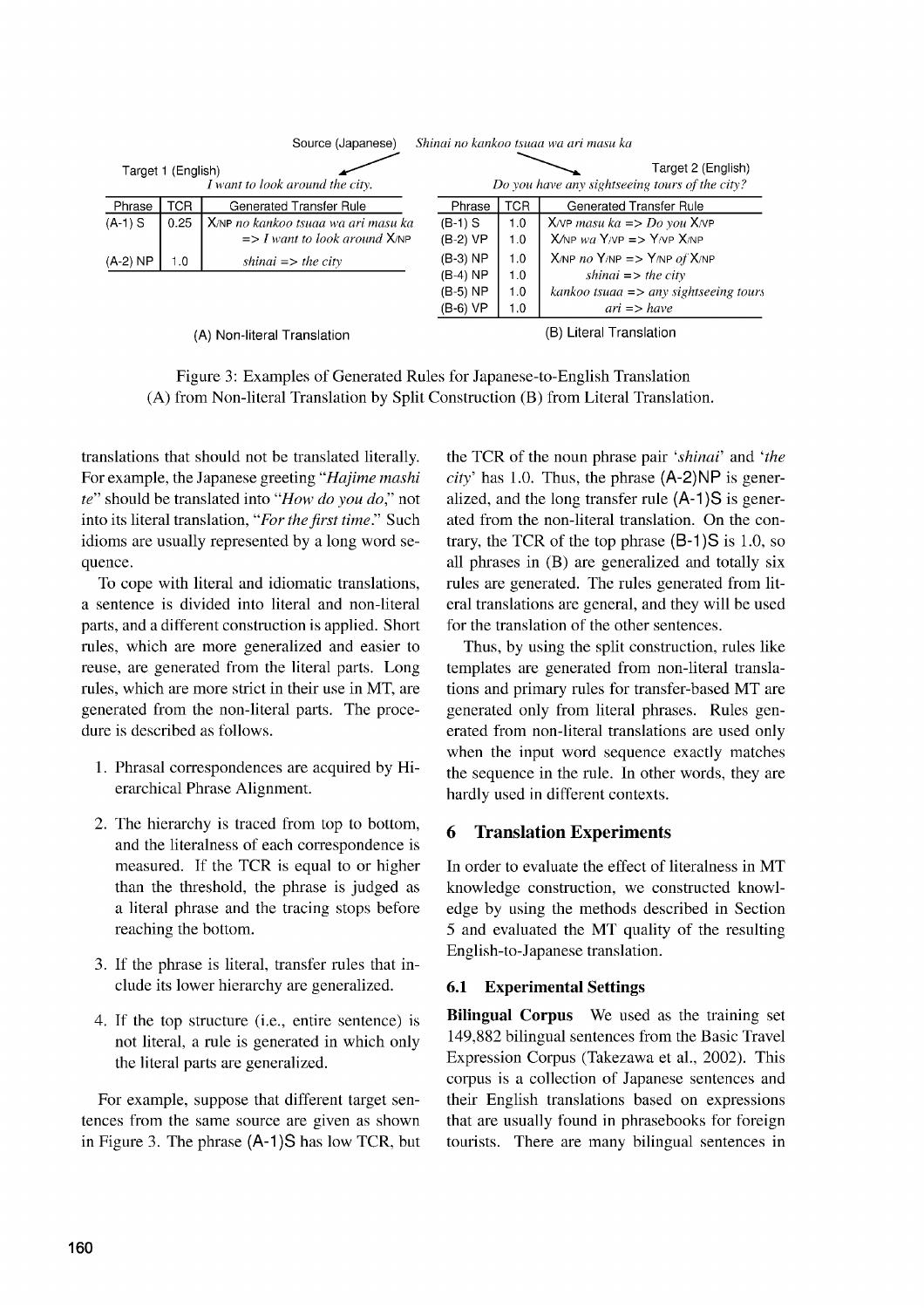Source (Japanese) *Shinai no kankoo tsuaa wa ari masu ka*

Target 1 (English) *I want to look around the city.*

| Phrase | TCR | Generated Transfer Rule |
|---|---|---|
| (A-1) S | 0.25 | X/NP *no kankoo tsuaa wa ari masu ka* => *I want to look around* X/NP |
| (A-2) NP | 1.0 | *shinai* => *the city* |

(A) Non-literal Translation

Target 2 (English) *Do you have any sightseeing tours of the city?*

| Phrase | TCR | Generated Transfer Rule |
|---|---|---|
| (B-1) S | 1.0 | X/VP *masu ka* => *Do you* X/VP |
| (B-2) VP | 1.0 | X/NP *wa* Y/VP => Y/VP X/NP |
| (B-3) NP | 1.0 | X/NP *no* Y/NP => Y/NP *of* X/NP |
| (B-4) NP | 1.0 | *shinai* => *the city* |
| (B-5) NP | 1.0 | *kankoo tsuaa* => *any sightseeing tours* |
| (B-6) VP | 1.0 | *ari* => *have* |

(B) Literal Translation

Figure 3: Examples of Generated Rules for Japanese-to-English Translation (A) from Non-literal Translation by Split Construction (B) from Literal Translation.

translations that should not be translated literally. For example, the Japanese greeting "*Hajime mashi te*" should be translated into "*How do you do*," not into its literal translation, "*For the first time*." Such idioms are usually represented by a long word sequence.

To cope with literal and idiomatic translations, a sentence is divided into literal and non-literal parts, and a different construction is applied. Short rules, which are more generalized and easier to reuse, are generated from the literal parts. Long rules, which are more strict in their use in MT, are generated from the non-literal parts. The procedure is described as follows.

1. Phrasal correspondences are acquired by Hierarchical Phrase Alignment.
2. The hierarchy is traced from top to bottom, and the literalness of each correspondence is measured. If the TCR is equal to or higher than the threshold, the phrase is judged as a literal phrase and the tracing stops before reaching the bottom.
3. If the phrase is literal, transfer rules that include its lower hierarchy are generalized.
4. If the top structure (i.e., entire sentence) is not literal, a rule is generated in which only the literal parts are generalized.

For example, suppose that different target sentences from the same source are given as shown in Figure 3. The phrase (A-1)S has low TCR, but the TCR of the noun phrase pair '*shinai*' and '*the city*' has 1.0. Thus, the phrase (A-2)NP is generalized, and the long transfer rule (A-1)S is generated from the non-literal translation. On the contrary, the TCR of the top phrase (B-1)S is 1.0, so all phrases in (B) are generalized and totally six rules are generated. The rules generated from literal translations are general, and they will be used for the translation of the other sentences.

Thus, by using the split construction, rules like templates are generated from non-literal translations and primary rules for transfer-based MT are generated only from literal phrases. Rules generated from non-literal translations are used only when the input word sequence exactly matches the sequence in the rule. In other words, they are hardly used in different contexts.

## 6 Translation Experiments

In order to evaluate the effect of literalness in MT knowledge construction, we constructed knowledge by using the methods described in Section 5 and evaluated the MT quality of the resulting English-to-Japanese translation.

### 6.1 Experimental Settings

**Bilingual Corpus** We used as the training set 149,882 bilingual sentences from the Basic Travel Expression Corpus (Takezawa et al., 2002). This corpus is a collection of Japanese sentences and their English translations based on expressions that are usually found in phrasebooks for foreign tourists. There are many bilingual sentences in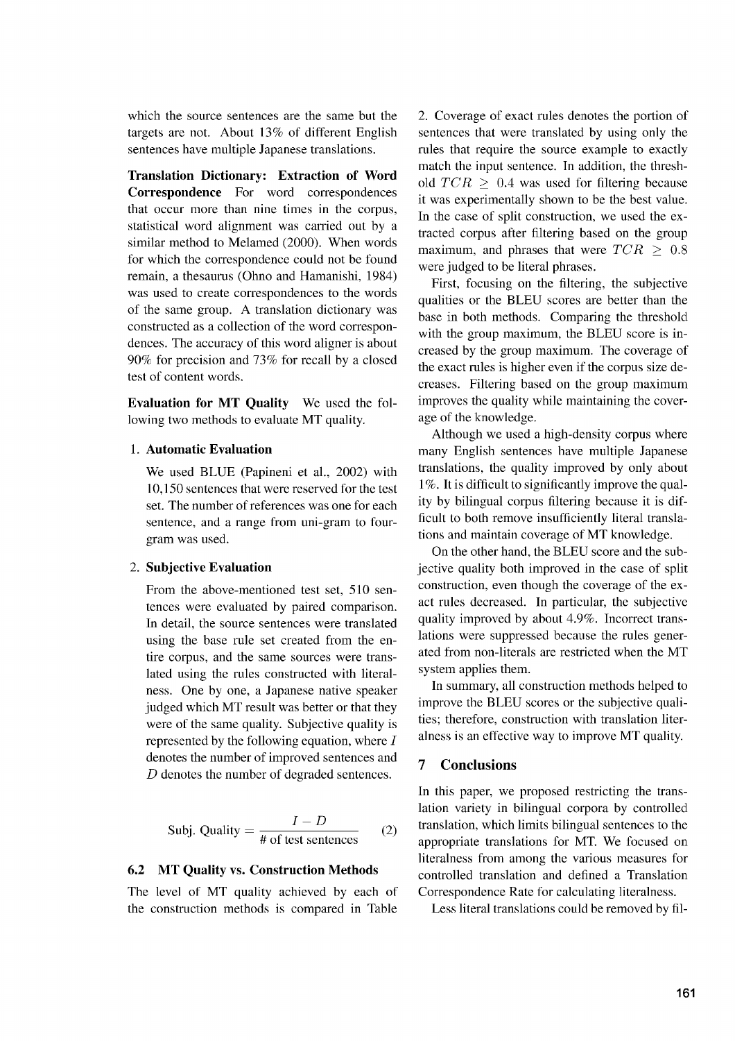which the source sentences are the same but the targets are not. About 13% of different English sentences have multiple Japanese translations.

**Translation Dictionary: Extraction of Word Correspondence** For word correspondences that occur more than nine times in the corpus, statistical word alignment was carried out by a similar method to Melamed (2000). When words for which the correspondence could not be found remain, a thesaurus (Ohno and Hamanishi, 1984) was used to create correspondences to the words of the same group. A translation dictionary was constructed as a collection of the word correspondences. The accuracy of this word aligner is about 90% for precision and 73% for recall by a closed test of content words.

**Evaluation for MT Quality** We used the following two methods to evaluate MT quality.

1. **Automatic Evaluation**

   We used BLUE (Papineni et al., 2002) with 10,150 sentences that were reserved for the test set. The number of references was one for each sentence, and a range from uni-gram to four-gram was used.

2. **Subjective Evaluation**

   From the above-mentioned test set, 510 sentences were evaluated by paired comparison. In detail, the source sentences were translated using the base rule set created from the entire corpus, and the same sources were translated using the rules constructed with literalness. One by one, a Japanese native speaker judged which MT result was better or that they were of the same quality. Subjective quality is represented by the following equation, where $I$ denotes the number of improved sentences and $D$ denotes the number of degraded sentences.

$$\text{Subj. Quality} = \frac{I - D}{\#\text{ of test sentences}} \qquad (2)$$

### 6.2 MT Quality vs. Construction Methods

The level of MT quality achieved by each of the construction methods is compared in Table 2. Coverage of exact rules denotes the portion of sentences that were translated by using only the rules that require the source example to exactly match the input sentence. In addition, the threshold $TCR \geq 0.4$ was used for filtering because it was experimentally shown to be the best value. In the case of split construction, we used the extracted corpus after filtering based on the group maximum, and phrases that were $TCR \geq 0.8$ were judged to be literal phrases.

First, focusing on the filtering, the subjective qualities or the BLEU scores are better than the base in both methods. Comparing the threshold with the group maximum, the BLEU score is increased by the group maximum. The coverage of the exact rules is higher even if the corpus size decreases. Filtering based on the group maximum improves the quality while maintaining the coverage of the knowledge.

Although we used a high-density corpus where many English sentences have multiple Japanese translations, the quality improved by only about 1%. It is difficult to significantly improve the quality by bilingual corpus filtering because it is difficult to both remove insufficiently literal translations and maintain coverage of MT knowledge.

On the other hand, the BLEU score and the subjective quality both improved in the case of split construction, even though the coverage of the exact rules decreased. In particular, the subjective quality improved by about 4.9%. Incorrect translations were suppressed because the rules generated from non-literals are restricted when the MT system applies them.

In summary, all construction methods helped to improve the BLEU scores or the subjective qualities; therefore, construction with translation literalness is an effective way to improve MT quality.

## 7 Conclusions

In this paper, we proposed restricting the translation variety in bilingual corpora by controlled translation, which limits bilingual sentences to the appropriate translations for MT. We focused on literalness from among the various measures for controlled translation and defined a Translation Correspondence Rate for calculating literalness.

Less literal translations could be removed by fil-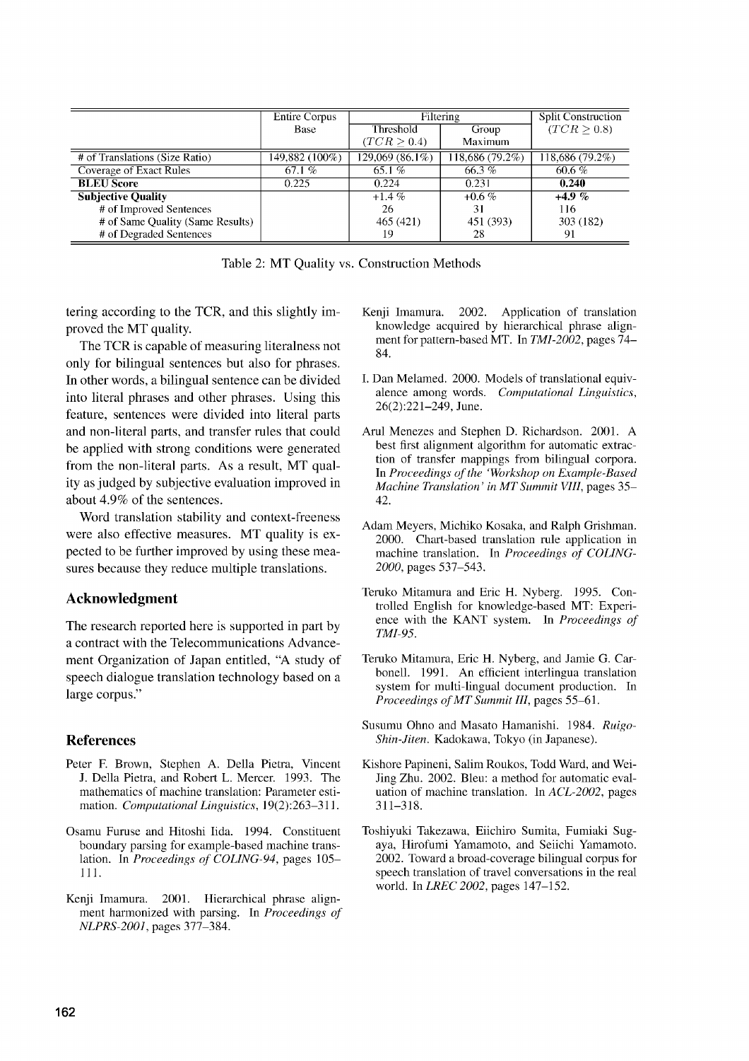| | Entire Corpus | Filtering | | Split Construction |
|---|---|---|---|---|
| | Base | Threshold ($TCR \geq 0.4$) | Group Maximum | ($TCR \geq 0.8$) |
| # of Translations (Size Ratio) | 149,882 (100%) | 129,069 (86.1%) | 118,686 (79.2%) | 118,686 (79.2%) |
| Coverage of Exact Rules | 67.1 % | 65.1 % | 66.3 % | 60.6 % |
| **BLEU Score** | 0.225 | 0.224 | 0.231 | **0.240** |
| **Subjective Quality** | | +1.4 % | +0.6 % | **+4.9 %** |
| # of Improved Sentences | | 26 | 31 | 116 |
| # of Same Quality (Same Results) | | 465 (421) | 451 (393) | 303 (182) |
| # of Degraded Sentences | | 19 | 28 | 91 |

Table 2: MT Quality vs. Construction Methods

tering according to the TCR, and this slightly improved the MT quality.

The TCR is capable of measuring literalness not only for bilingual sentences but also for phrases. In other words, a bilingual sentence can be divided into literal phrases and other phrases. Using this feature, sentences were divided into literal parts and non-literal parts, and transfer rules that could be applied with strong conditions were generated from the non-literal parts. As a result, MT quality as judged by subjective evaluation improved in about 4.9% of the sentences.

Word translation stability and context-freeness were also effective measures. MT quality is expected to be further improved by using these measures because they reduce multiple translations.

## Acknowledgment

The research reported here is supported in part by a contract with the Telecommunications Advancement Organization of Japan entitled, "A study of speech dialogue translation technology based on a large corpus."

## References

Peter F. Brown, Stephen A. Della Pietra, Vincent J. Della Pietra, and Robert L. Mercer. 1993. The mathematics of machine translation: Parameter estimation. *Computational Linguistics*, 19(2):263–311.

Osamu Furuse and Hitoshi Iida. 1994. Constituent boundary parsing for example-based machine translation. In *Proceedings of COLING-94*, pages 105–111.

Kenji Imamura. 2001. Hierarchical phrase alignment harmonized with parsing. In *Proceedings of NLPRS-2001*, pages 377–384.

Kenji Imamura. 2002. Application of translation knowledge acquired by hierarchical phrase alignment for pattern-based MT. In *TMI-2002*, pages 74–84.

I. Dan Melamed. 2000. Models of translational equivalence among words. *Computational Linguistics*, 26(2):221–249, June.

Arul Menezes and Stephen D. Richardson. 2001. A best first alignment algorithm for automatic extraction of transfer mappings from bilingual corpora. In *Proceedings of the 'Workshop on Example-Based Machine Translation' in MT Summit VIII*, pages 35–42.

Adam Meyers, Michiko Kosaka, and Ralph Grishman. 2000. Chart-based translation rule application in machine translation. In *Proceedings of COLING-2000*, pages 537–543.

Teruko Mitamura and Eric H. Nyberg. 1995. Controlled English for knowledge-based MT: Experience with the KANT system. In *Proceedings of TMI-95*.

Teruko Mitamura, Eric H. Nyberg, and Jamie G. Carbonell. 1991. An efficient interlingua translation system for multi-lingual document production. In *Proceedings of MT Summit III*, pages 55–61.

Susumu Ohno and Masato Hamanishi. 1984. *Ruigo-Shin-Jiten*. Kadokawa, Tokyo (in Japanese).

Kishore Papineni, Salim Roukos, Todd Ward, and Wei-Jing Zhu. 2002. Bleu: a method for automatic evaluation of machine translation. In *ACL-2002*, pages 311–318.

Toshiyuki Takezawa, Eiichiro Sumita, Fumiaki Sugaya, Hirofumi Yamamoto, and Seiichi Yamamoto. 2002. Toward a broad-coverage bilingual corpus for speech translation of travel conversations in the real world. In *LREC 2002*, pages 147–152.